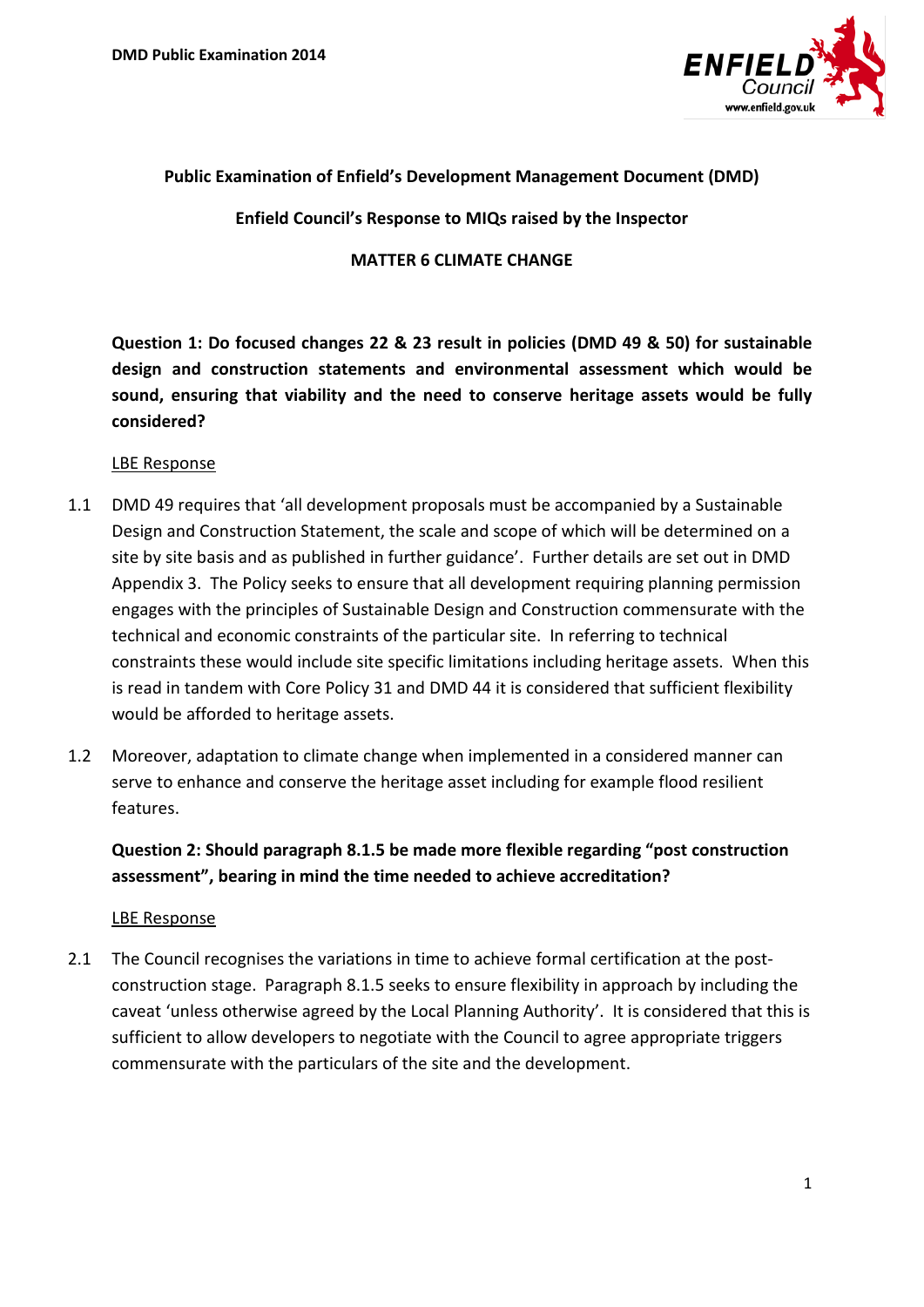**Public Examination of Enfield's Development Management Document (DMD)**

**Enfield Council's Response to MIQs raised by the Inspector**

**MATTER 6 CLIMATE CHANGE**

**Question 1: Do focused changes 22 & 23 result in policies (DMD 49 & 50) for sustainable design and construction statements and environmental assessment which would be sound, ensuring that viability and the need to conserve heritage assets would be fully considered?**

LBE Response

1.1 DMD 49 requires that 'all development proposals must be accompanied by a Sustainable Design and Construction Statement, the scale and scope of which will be determined on a site by site basis and as published in further guidance'. Further details are set out in DMD Appendix 3. The Policy seeks to ensure that all development requiring planning permission engages with the principles of Sustainable Design and Construction commensurate with the technical and economic constraints of the particular site. In referring to technical constraints these would include site specific limitations including heritage assets. When this is read in tandem with Core Policy 31 and DMD 44 it is considered that sufficient flexibility would be afforded to heritage assets.

1.2 Moreover, adaptation to climate change when implemented in a considered manner can serve to enhance and conserve the heritage asset including for example flood resilient features.

**Question 2: Should paragraph 8.1.5 be made more flexible regarding "post construction assessment", bearing in mind the time needed to achieve accreditation?**

LBE Response

2.1 The Council recognises the variations in time to achieve formal certification at the post-construction stage. Paragraph 8.1.5 seeks to ensure flexibility in approach by including the caveat 'unless otherwise agreed by the Local Planning Authority'. It is considered that this is sufficient to allow developers to negotiate with the Council to agree appropriate triggers commensurate with the particulars of the site and the development.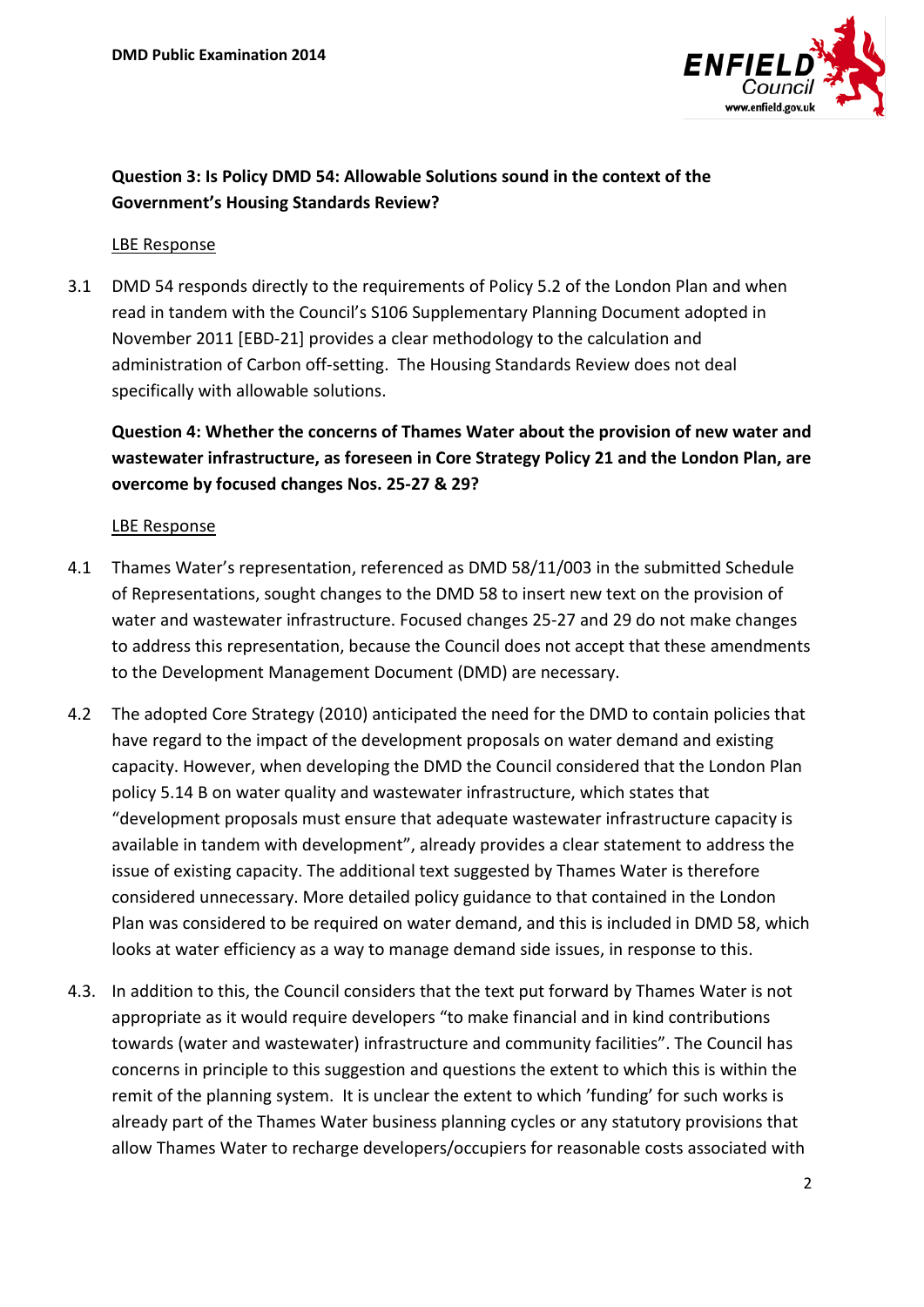**Question 3: Is Policy DMD 54: Allowable Solutions sound in the context of the Government's Housing Standards Review?**

LBE Response

3.1 DMD 54 responds directly to the requirements of Policy 5.2 of the London Plan and when read in tandem with the Council's S106 Supplementary Planning Document adopted in November 2011 [EBD-21] provides a clear methodology to the calculation and administration of Carbon off-setting. The Housing Standards Review does not deal specifically with allowable solutions.

**Question 4: Whether the concerns of Thames Water about the provision of new water and wastewater infrastructure, as foreseen in Core Strategy Policy 21 and the London Plan, are overcome by focused changes Nos. 25-27 & 29?**

LBE Response

4.1 Thames Water's representation, referenced as DMD 58/11/003 in the submitted Schedule of Representations, sought changes to the DMD 58 to insert new text on the provision of water and wastewater infrastructure. Focused changes 25-27 and 29 do not make changes to address this representation, because the Council does not accept that these amendments to the Development Management Document (DMD) are necessary.

4.2 The adopted Core Strategy (2010) anticipated the need for the DMD to contain policies that have regard to the impact of the development proposals on water demand and existing capacity. However, when developing the DMD the Council considered that the London Plan policy 5.14 B on water quality and wastewater infrastructure, which states that "development proposals must ensure that adequate wastewater infrastructure capacity is available in tandem with development", already provides a clear statement to address the issue of existing capacity. The additional text suggested by Thames Water is therefore considered unnecessary. More detailed policy guidance to that contained in the London Plan was considered to be required on water demand, and this is included in DMD 58, which looks at water efficiency as a way to manage demand side issues, in response to this.

4.3. In addition to this, the Council considers that the text put forward by Thames Water is not appropriate as it would require developers "to make financial and in kind contributions towards (water and wastewater) infrastructure and community facilities". The Council has concerns in principle to this suggestion and questions the extent to which this is within the remit of the planning system. It is unclear the extent to which 'funding' for such works is already part of the Thames Water business planning cycles or any statutory provisions that allow Thames Water to recharge developers/occupiers for reasonable costs associated with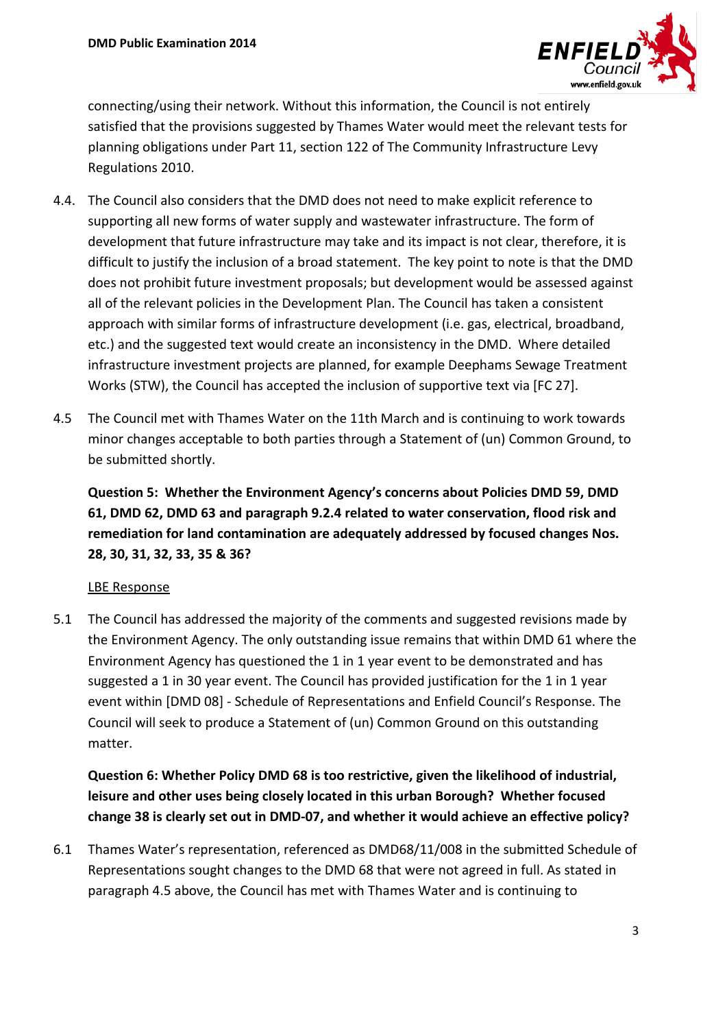connecting/using their network. Without this information, the Council is not entirely satisfied that the provisions suggested by Thames Water would meet the relevant tests for planning obligations under Part 11, section 122 of The Community Infrastructure Levy Regulations 2010.

4.4. The Council also considers that the DMD does not need to make explicit reference to supporting all new forms of water supply and wastewater infrastructure. The form of development that future infrastructure may take and its impact is not clear, therefore, it is difficult to justify the inclusion of a broad statement. The key point to note is that the DMD does not prohibit future investment proposals; but development would be assessed against all of the relevant policies in the Development Plan. The Council has taken a consistent approach with similar forms of infrastructure development (i.e. gas, electrical, broadband, etc.) and the suggested text would create an inconsistency in the DMD. Where detailed infrastructure investment projects are planned, for example Deephams Sewage Treatment Works (STW), the Council has accepted the inclusion of supportive text via [FC 27].

4.5 The Council met with Thames Water on the 11th March and is continuing to work towards minor changes acceptable to both parties through a Statement of (un) Common Ground, to be submitted shortly.

**Question 5: Whether the Environment Agency's concerns about Policies DMD 59, DMD 61, DMD 62, DMD 63 and paragraph 9.2.4 related to water conservation, flood risk and remediation for land contamination are adequately addressed by focused changes Nos. 28, 30, 31, 32, 33, 35 & 36?**

LBE Response

5.1 The Council has addressed the majority of the comments and suggested revisions made by the Environment Agency. The only outstanding issue remains that within DMD 61 where the Environment Agency has questioned the 1 in 1 year event to be demonstrated and has suggested a 1 in 30 year event. The Council has provided justification for the 1 in 1 year event within [DMD 08] - Schedule of Representations and Enfield Council's Response. The Council will seek to produce a Statement of (un) Common Ground on this outstanding matter.

**Question 6: Whether Policy DMD 68 is too restrictive, given the likelihood of industrial, leisure and other uses being closely located in this urban Borough? Whether focused change 38 is clearly set out in DMD-07, and whether it would achieve an effective policy?**

6.1 Thames Water's representation, referenced as DMD68/11/008 in the submitted Schedule of Representations sought changes to the DMD 68 that were not agreed in full. As stated in paragraph 4.5 above, the Council has met with Thames Water and is continuing to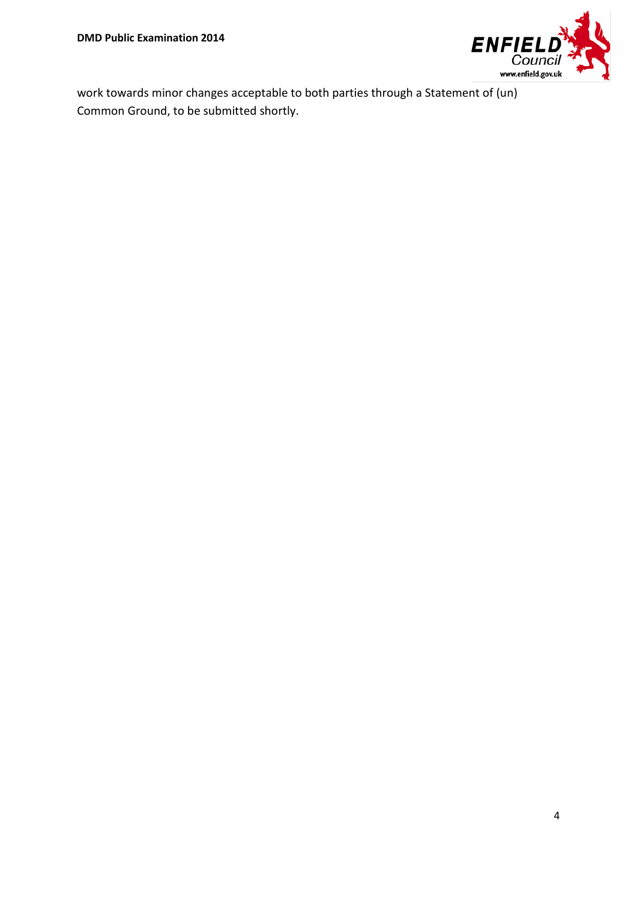work towards minor changes acceptable to both parties through a Statement of (un) Common Ground, to be submitted shortly.